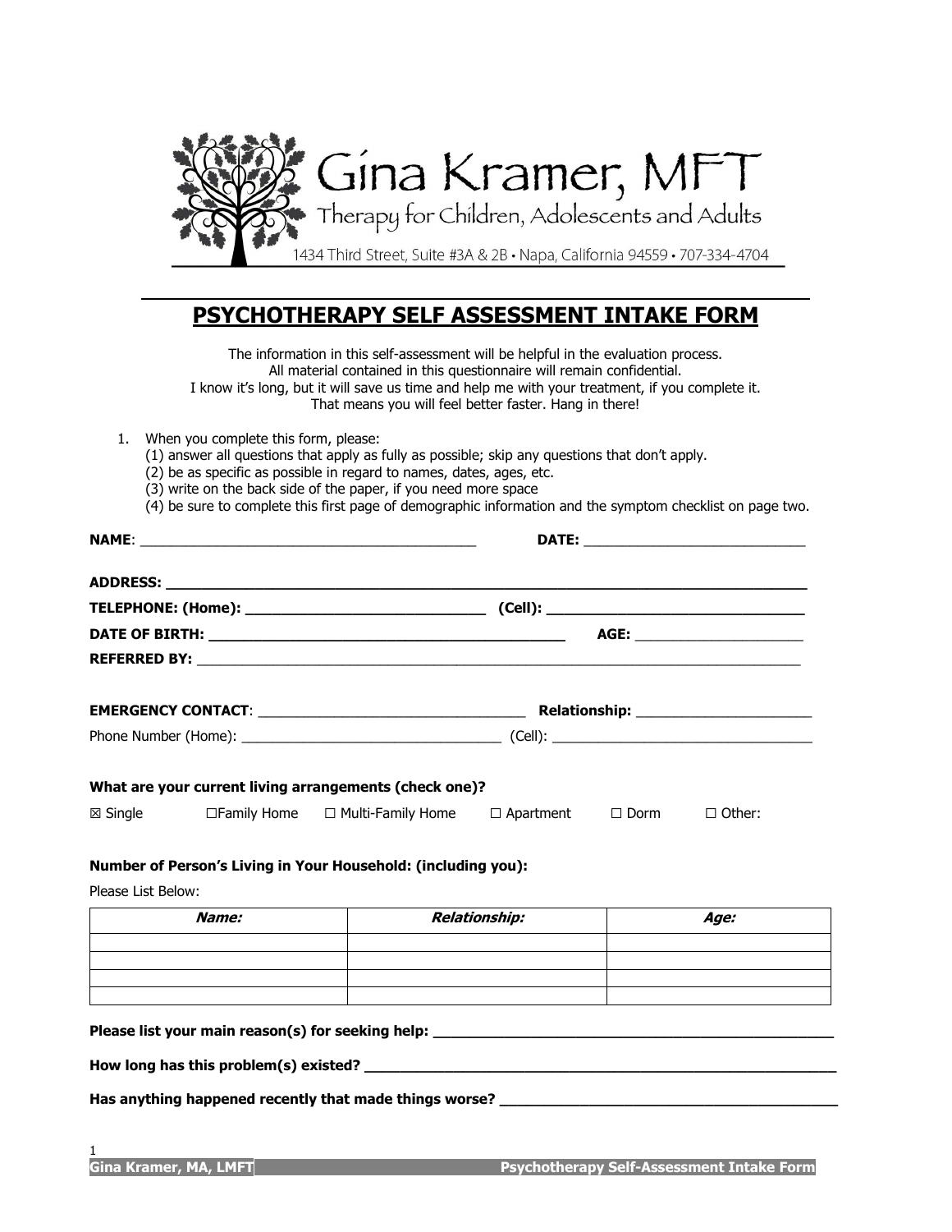Gina Kramer, MFT

Therapy for Children, Adolescents and Adults

1434 Third Street, Suite #3A & 2B • Napa, California 94559 • 707-334-4704

# PSYCHOTHERAPY SELF ASSESSMENT INTAKE FORM

The information in this self-assessment will be helpful in the evaluation process.
All material contained in this questionnaire will remain confidential.
I know it's long, but it will save us time and help me with your treatment, if you complete it.
That means you will feel better faster. Hang in there!

1. When you complete this form, please:
   (1) answer all questions that apply as fully as possible; skip any questions that don't apply.
   (2) be as specific as possible in regard to names, dates, ages, etc.
   (3) write on the back side of the paper, if you need more space
   (4) be sure to complete this first page of demographic information and the symptom checklist on page two.

**NAME**: ____________________________________________ **DATE:** ____________________________

**ADDRESS:** ____________________________________________________________________________

**TELEPHONE: (Home):** ______________________________ **(Cell):** ________________________________

**DATE OF BIRTH:** ____________________________________________ **AGE:** ______________________

**REFERRED BY:** ________________________________________________________________________

**EMERGENCY CONTACT**: __________________________________ **Relationship:** ______________________

Phone Number (Home): __________________________________ (Cell): __________________________________

**What are your current living arrangements (check one)?**

☒ Single ☐ Family Home ☐ Multi-Family Home ☐ Apartment ☐ Dorm ☐ Other:

**Number of Person's Living in Your Household: (including you):**

Please List Below:

| ***Name:*** | ***Relationship:*** | ***Age:*** |
|---|---|---|
| | | |
| | | |
| | | |
| | | |

**Please list your main reason(s) for seeking help:** ___________________________________________________

**How long has this problem(s) existed?** ____________________________________________________________

**Has anything happened recently that made things worse?** ___________________________________________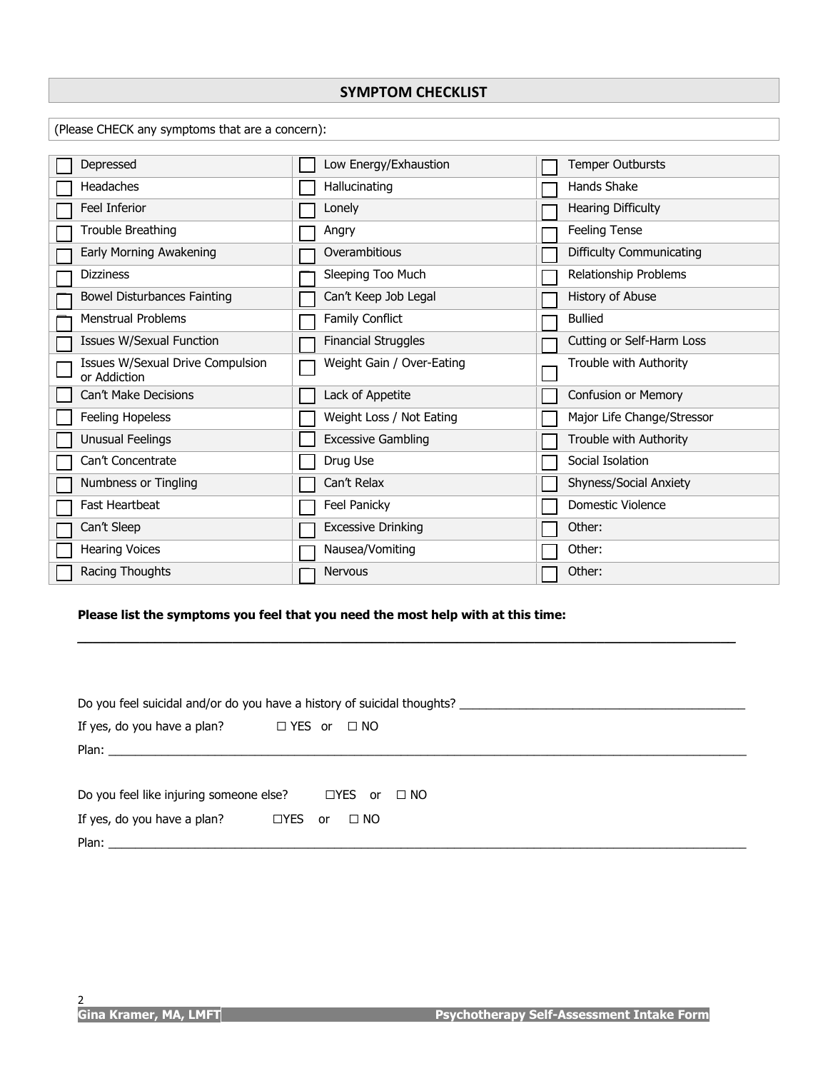## SYMPTOM CHECKLIST

(Please CHECK any symptoms that are a concern):

| | | |
|---|---|---|
| ☐ Depressed | ☐ Low Energy/Exhaustion | ☐ Temper Outbursts |
| ☐ Headaches | ☐ Hallucinating | ☐ Hands Shake |
| ☐ Feel Inferior | ☐ Lonely | ☐ Hearing Difficulty |
| ☐ Trouble Breathing | ☐ Angry | ☐ Feeling Tense |
| ☐ Early Morning Awakening | ☐ Overambitious | ☐ Difficulty Communicating |
| ☐ Dizziness | ☐ Sleeping Too Much | ☐ Relationship Problems |
| ☐ Bowel Disturbances Fainting | ☐ Can't Keep Job Legal | ☐ History of Abuse |
| ☐ Menstrual Problems | ☐ Family Conflict | ☐ Bullied |
| ☐ Issues W/Sexual Function | ☐ Financial Struggles | ☐ Cutting or Self-Harm Loss |
| ☐ Issues W/Sexual Drive Compulsion or Addiction | ☐ Weight Gain / Over-Eating | ☐ Trouble with Authority |
| ☐ Can't Make Decisions | ☐ Lack of Appetite | ☐ Confusion or Memory |
| ☐ Feeling Hopeless | ☐ Weight Loss / Not Eating | ☐ Major Life Change/Stressor |
| ☐ Unusual Feelings | ☐ Excessive Gambling | ☐ Trouble with Authority |
| ☐ Can't Concentrate | ☐ Drug Use | ☐ Social Isolation |
| ☐ Numbness or Tingling | ☐ Can't Relax | ☐ Shyness/Social Anxiety |
| ☐ Fast Heartbeat | ☐ Feel Panicky | ☐ Domestic Violence |
| ☐ Can't Sleep | ☐ Excessive Drinking | ☐ Other: |
| ☐ Hearing Voices | ☐ Nausea/Vomiting | ☐ Other: |
| ☐ Racing Thoughts | ☐ Nervous | ☐ Other: |

**Please list the symptoms you feel that you need the most help with at this time:**

_______________________________________________________________________________

Do you feel suicidal and/or do you have a history of suicidal thoughts? ______________________________

If yes, do you have a plan? ☐ YES or ☐ NO

Plan: _______________________________________________________________________________

Do you feel like injuring someone else? ☐YES or ☐ NO

If yes, do you have a plan? ☐YES or ☐ NO

Plan: _______________________________________________________________________________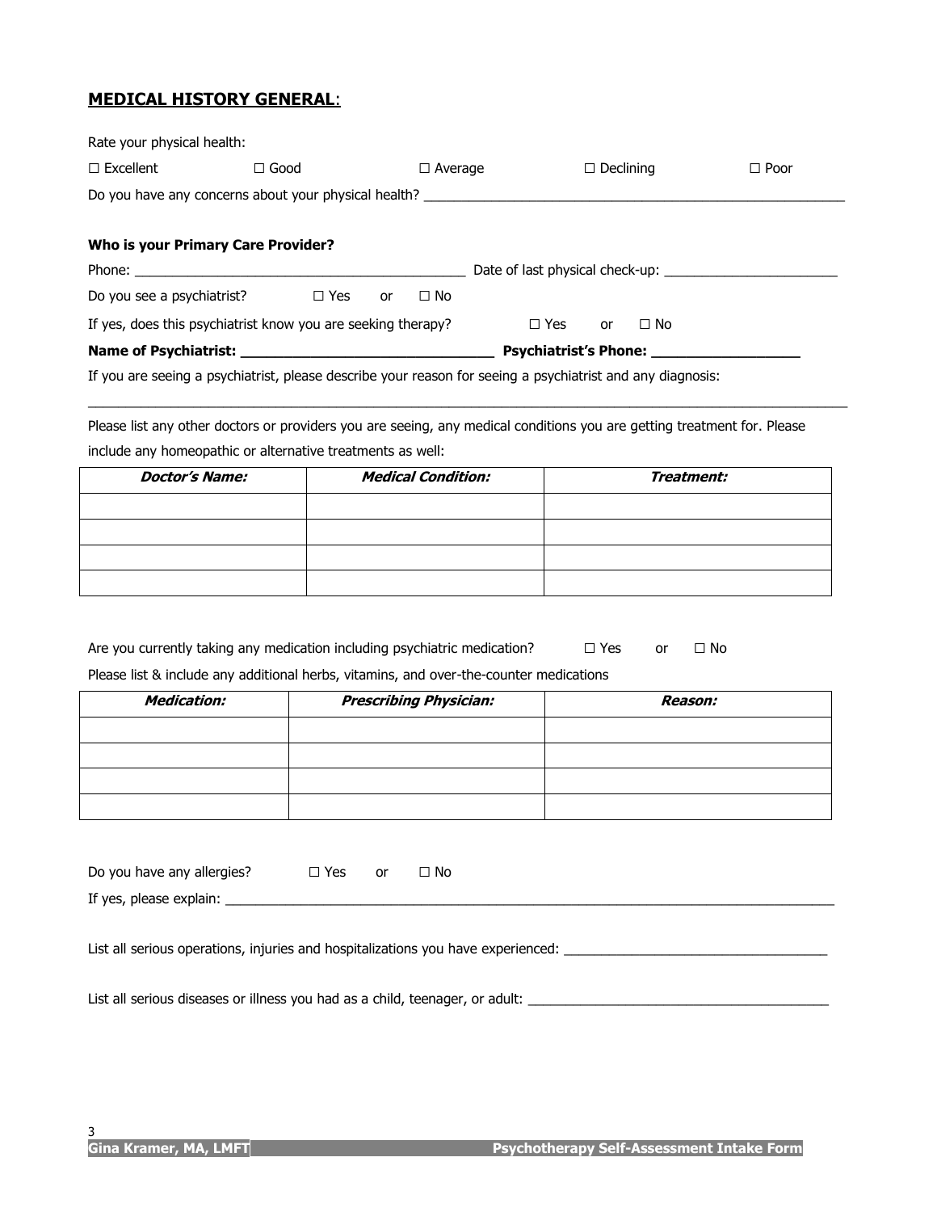## **MEDICAL HISTORY GENERAL**:

Rate your physical health:

☐ Excellent ☐ Good ☐ Average ☐ Declining ☐ Poor

Do you have any concerns about your physical health? ___________________________________________

**Who is your Primary Care Provider?**

Phone: ___________________________________ Date of last physical check-up: ____________________

Do you see a psychiatrist? ☐ Yes or ☐ No

If yes, does this psychiatrist know you are seeking therapy? ☐ Yes or ☐ No

**Name of Psychiatrist: ___________________________ Psychiatrist's Phone: ________________**

If you are seeing a psychiatrist, please describe your reason for seeing a psychiatrist and any diagnosis:

_____________________________________________________________________________________

Please list any other doctors or providers you are seeing, any medical conditions you are getting treatment for. Please include any homeopathic or alternative treatments as well:

| ***Doctor's Name:*** | ***Medical Condition:*** | ***Treatment:*** |
|---|---|---|
| | | |
| | | |
| | | |
| | | |

Are you currently taking any medication including psychiatric medication? ☐ Yes or ☐ No

Please list & include any additional herbs, vitamins, and over-the-counter medications

| ***Medication:*** | ***Prescribing Physician:*** | ***Reason:*** |
|---|---|---|
| | | |
| | | |
| | | |
| | | |

Do you have any allergies? ☐ Yes or ☐ No

If yes, please explain: _______________________________________________________________

List all serious operations, injuries and hospitalizations you have experienced: ___________________________

List all serious diseases or illness you had as a child, teenager, or adult: _______________________________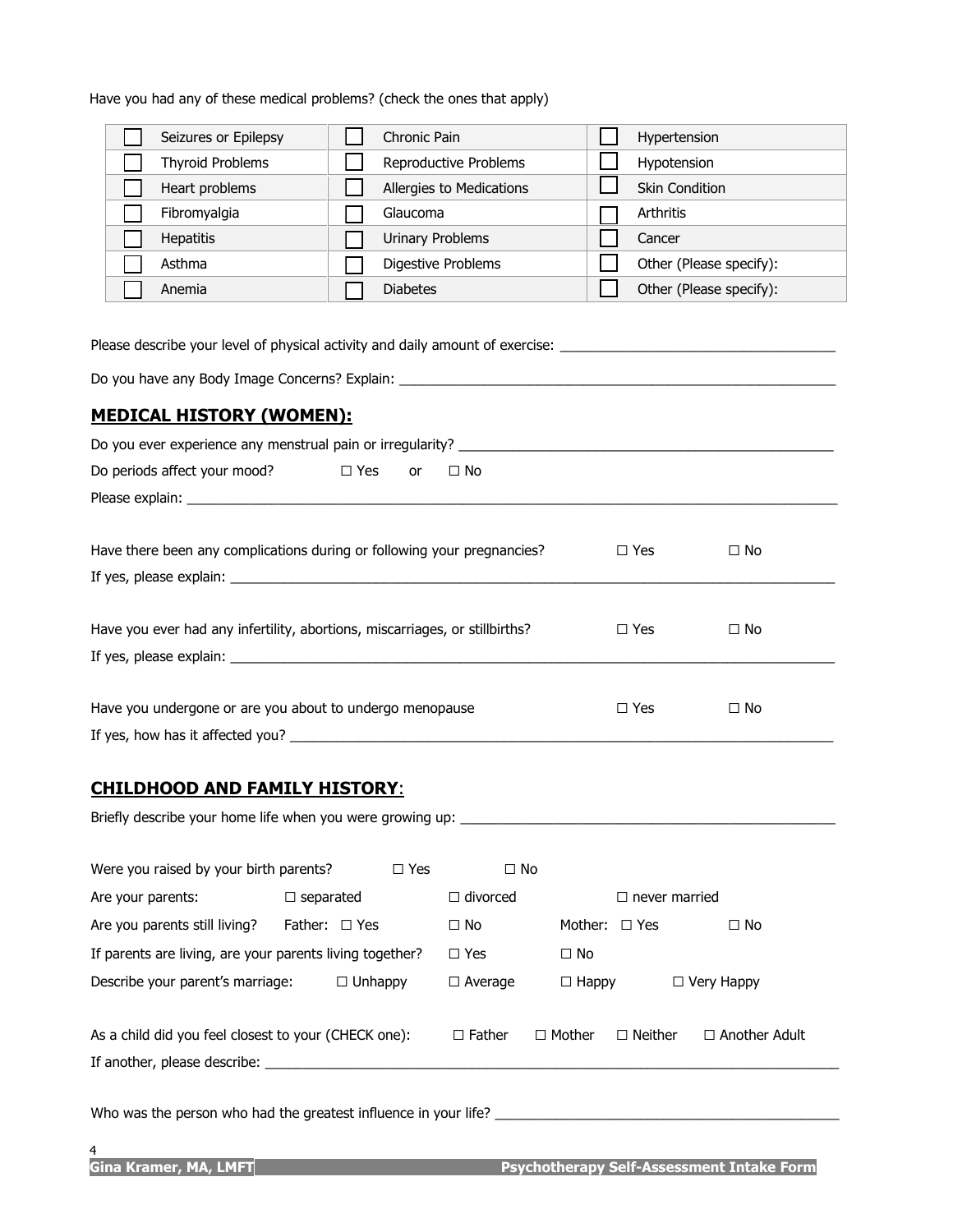Have you had any of these medical problems? (check the ones that apply)

| | | | | | |
|---|---|---|---|---|---|
| ☐ | Seizures or Epilepsy | ☐ | Chronic Pain | ☐ | Hypertension |
| ☐ | Thyroid Problems | ☐ | Reproductive Problems | ☐ | Hypotension |
| ☐ | Heart problems | ☐ | Allergies to Medications | ☐ | Skin Condition |
| ☐ | Fibromyalgia | ☐ | Glaucoma | ☐ | Arthritis |
| ☐ | Hepatitis | ☐ | Urinary Problems | ☐ | Cancer |
| ☐ | Asthma | ☐ | Digestive Problems | ☐ | Other (Please specify): |
| ☐ | Anemia | ☐ | Diabetes | ☐ | Other (Please specify): |

Please describe your level of physical activity and daily amount of exercise: ___________________________________

Do you have any Body Image Concerns? Explain: ___________________________________________________________

## MEDICAL HISTORY (WOMEN):

Do you ever experience any menstrual pain or irregularity? __________________________________________________

Do periods affect your mood? ☐ Yes or ☐ No

Please explain: ____________________________________________________________________________________

Have there been any complications during or following your pregnancies? ☐ Yes ☐ No

If yes, please explain: _______________________________________________________________________________

Have you ever had any infertility, abortions, miscarriages, or stillbirths? ☐ Yes ☐ No

If yes, please explain: _______________________________________________________________________________

Have you undergone or are you about to undergo menopause ☐ Yes ☐ No

If yes, how has it affected you? ________________________________________________________________________

## CHILDHOOD AND FAMILY HISTORY:

Briefly describe your home life when you were growing up: _________________________________________________

Were you raised by your birth parents? ☐ Yes ☐ No

Are your parents: ☐ separated ☐ divorced ☐ never married

Are you parents still living? Father: ☐ Yes ☐ No Mother: ☐ Yes ☐ No

If parents are living, are your parents living together? ☐ Yes ☐ No

Describe your parent's marriage: ☐ Unhappy ☐ Average ☐ Happy ☐ Very Happy

As a child did you feel closest to your (CHECK one): ☐ Father ☐ Mother ☐ Neither ☐ Another Adult

If another, please describe: ___________________________________________________________________________

Who was the person who had the greatest influence in your life? _____________________________________________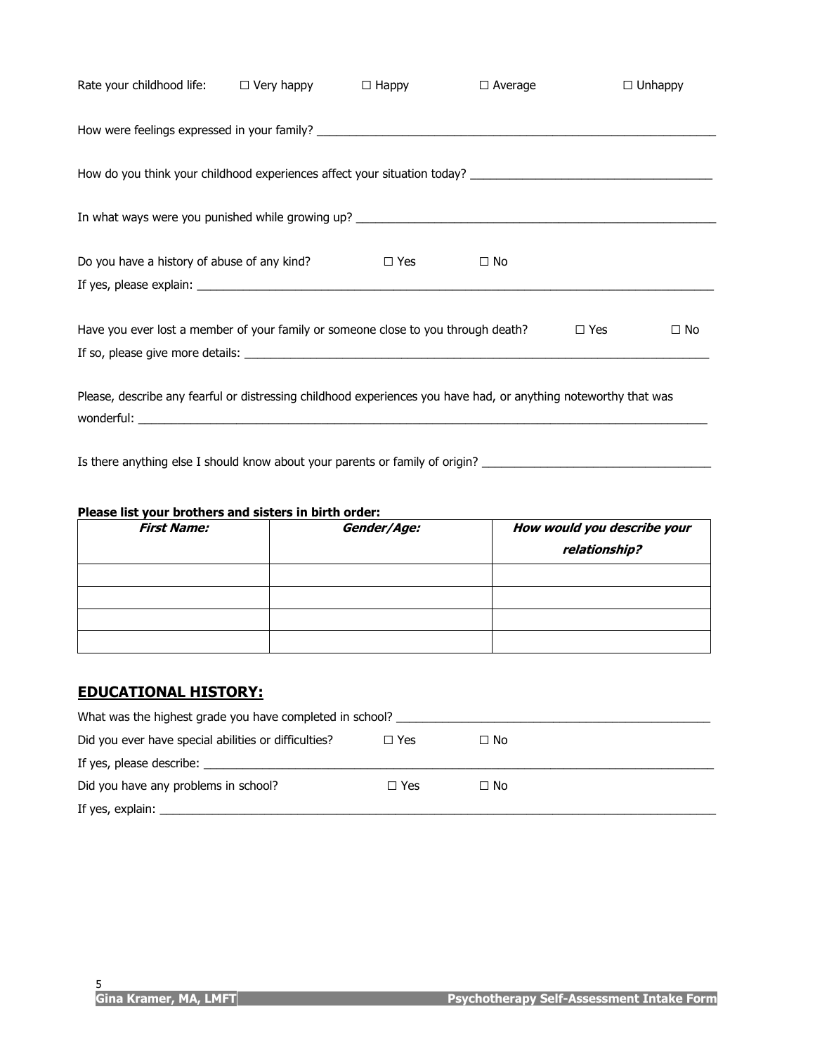Rate your childhood life: ☐ Very happy ☐ Happy ☐ Average ☐ Unhappy

How were feelings expressed in your family? ___________________________________________________________

How do you think your childhood experiences affect your situation today? ____________________________________

In what ways were you punished while growing up? ____________________________________________________

Do you have a history of abuse of any kind? ☐ Yes ☐ No

If yes, please explain: ___________________________________________________________________________

Have you ever lost a member of your family or someone close to you through death? ☐ Yes ☐ No

If so, please give more details: ___________________________________________________________________

Please, describe any fearful or distressing childhood experiences you have had, or anything noteworthy that was wonderful: _________________________________________________________________________________

Is there anything else I should know about your parents or family of origin? __________________________________

**Please list your brothers and sisters in birth order:**

| ***First Name:*** | ***Gender/Age:*** | ***How would you describe your relationship?*** |
|---|---|---|
| | | |
| | | |
| | | |
| | | |

## EDUCATIONAL HISTORY:

What was the highest grade you have completed in school? ______________________________________________

Did you ever have special abilities or difficulties? ☐ Yes ☐ No

If yes, please describe: _________________________________________________________________________

Did you have any problems in school? ☐ Yes ☐ No

If yes, explain: _______________________________________________________________________________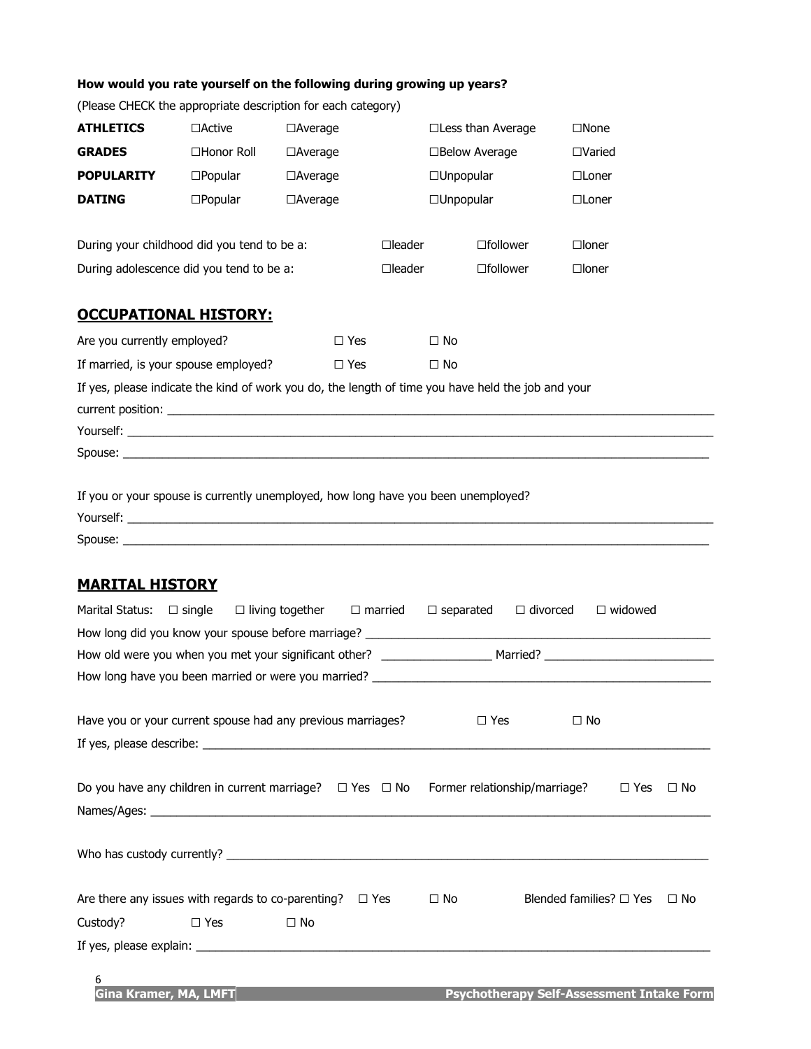**How would you rate yourself on the following during growing up years?**

(Please CHECK the appropriate description for each category)

| | | | | |
|---|---|---|---|---|
| **ATHLETICS** | ☐Active | ☐Average | ☐Less than Average | ☐None |
| **GRADES** | ☐Honor Roll | ☐Average | ☐Below Average | ☐Varied |
| **POPULARITY** | ☐Popular | ☐Average | ☐Unpopular | ☐Loner |
| **DATING** | ☐Popular | ☐Average | ☐Unpopular | ☐Loner |

During your childhood did you tend to be a: ☐leader ☐follower ☐loner

During adolescence did you tend to be a: ☐leader ☐follower ☐loner

## OCCUPATIONAL HISTORY:

Are you currently employed? ☐ Yes ☐ No

If married, is your spouse employed? ☐ Yes ☐ No

If yes, please indicate the kind of work you do, the length of time you have held the job and your current position: ______________________________

Yourself: ______________________________

Spouse: ______________________________

If you or your spouse is currently unemployed, how long have you been unemployed?

Yourself: ______________________________

Spouse: ______________________________

## MARITAL HISTORY

Marital Status: ☐ single ☐ living together ☐ married ☐ separated ☐ divorced ☐ widowed

How long did you know your spouse before marriage? ______________________________

How old were you when you met your significant other? ________________ Married? ________________

How long have you been married or were you married? ______________________________

Have you or your current spouse had any previous marriages? ☐ Yes ☐ No

If yes, please describe: ______________________________

Do you have any children in current marriage? ☐ Yes ☐ No Former relationship/marriage? ☐ Yes ☐ No

Names/Ages: ______________________________

Who has custody currently? ______________________________

Are there any issues with regards to co-parenting? ☐ Yes ☐ No Blended families? ☐ Yes ☐ No

Custody? ☐ Yes ☐ No

If yes, please explain: ______________________________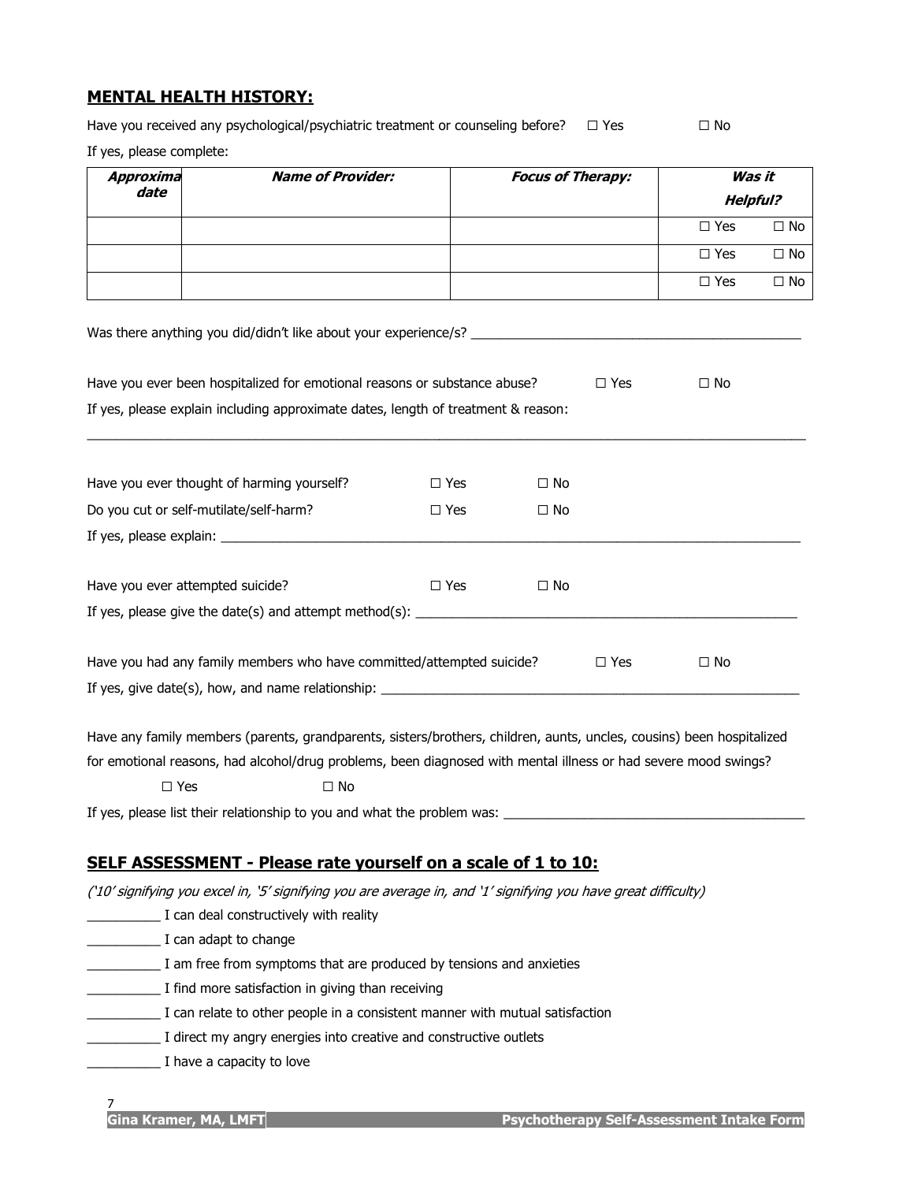## MENTAL HEALTH HISTORY:

Have you received any psychological/psychiatric treatment or counseling before? ☐ Yes ☐ No

If yes, please complete:

| *Approxima date* | *Name of Provider:* | *Focus of Therapy:* | *Was it Helpful?* | |
|---|---|---|---|---|
| | | | ☐ Yes | ☐ No |
| | | | ☐ Yes | ☐ No |
| | | | ☐ Yes | ☐ No |

Was there anything you did/didn't like about your experience/s? ___________________________________________

Have you ever been hospitalized for emotional reasons or substance abuse? ☐ Yes ☐ No

If yes, please explain including approximate dates, length of treatment & reason:

_______________________________________________________________________________________________

Have you ever thought of harming yourself? ☐ Yes ☐ No

Do you cut or self-mutilate/self-harm? ☐ Yes ☐ No

If yes, please explain: ________________________________________________________________________________

Have you ever attempted suicide? ☐ Yes ☐ No

If yes, please give the date(s) and attempt method(s): ____________________________________________________

Have you had any family members who have committed/attempted suicide? ☐ Yes ☐ No

If yes, give date(s), how, and name relationship: _________________________________________________________

Have any family members (parents, grandparents, sisters/brothers, children, aunts, uncles, cousins) been hospitalized for emotional reasons, had alcohol/drug problems, been diagnosed with mental illness or had severe mood swings?

☐ Yes ☐ No

If yes, please list their relationship to you and what the problem was: _______________________________________

## SELF ASSESSMENT - Please rate yourself on a scale of 1 to 10:

*('10' signifying you excel in, '5' signifying you are average in, and '1' signifying you have great difficulty)*

__________ I can deal constructively with reality

__________ I can adapt to change

__________ I am free from symptoms that are produced by tensions and anxieties

__________ I find more satisfaction in giving than receiving

__________ I can relate to other people in a consistent manner with mutual satisfaction

__________ I direct my angry energies into creative and constructive outlets

__________ I have a capacity to love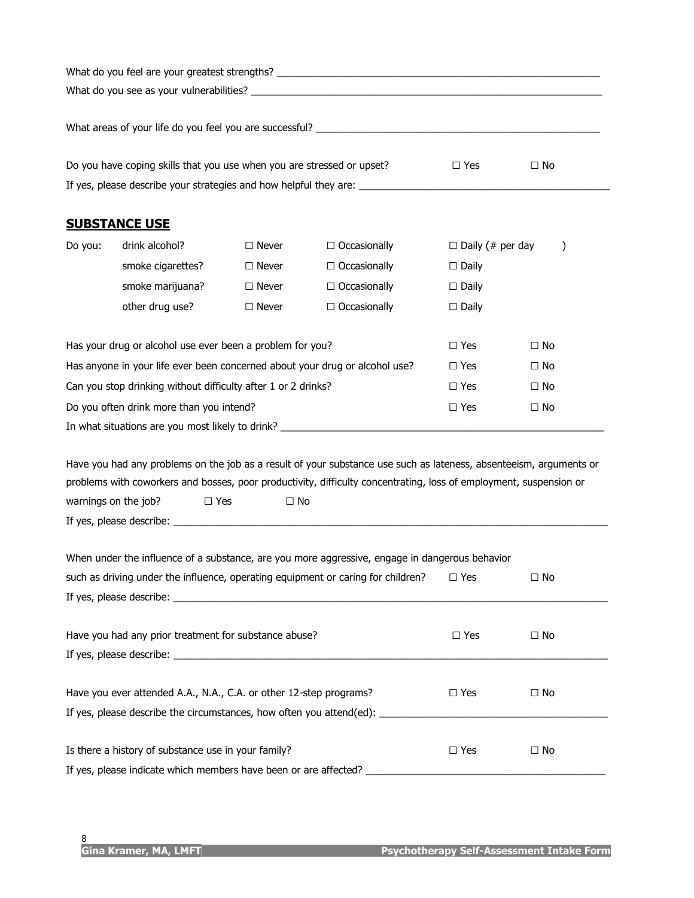What do you feel are your greatest strengths? ___________________________________________________________

What do you see as your vulnerabilities? _________________________________________________________________

What areas of your life do you feel you are successful? ____________________________________________________

Do you have coping skills that you use when you are stressed or upset? ☐ Yes ☐ No

If yes, please describe your strategies and how helpful they are: ________________________________________________

## SUBSTANCE USE

| Do you: | | | | |
|---|---|---|---|---|
| | drink alcohol? | ☐ Never | ☐ Occasionally | ☐ Daily (# per day ) |
| | smoke cigarettes? | ☐ Never | ☐ Occasionally | ☐ Daily |
| | smoke marijuana? | ☐ Never | ☐ Occasionally | ☐ Daily |
| | other drug use? | ☐ Never | ☐ Occasionally | ☐ Daily |

| | | |
|---|---|---|
| Has your drug or alcohol use ever been a problem for you? | ☐ Yes | ☐ No |
| Has anyone in your life ever been concerned about your drug or alcohol use? | ☐ Yes | ☐ No |
| Can you stop drinking without difficulty after 1 or 2 drinks? | ☐ Yes | ☐ No |
| Do you often drink more than you intend? | ☐ Yes | ☐ No |

In what situations are you most likely to drink? ____________________________________________________________

Have you had any problems on the job as a result of your substance use such as lateness, absenteeism, arguments or problems with coworkers and bosses, poor productivity, difficulty concentrating, loss of employment, suspension or warnings on the job? ☐ Yes ☐ No

If yes, please describe: ______________________________________________________________________________

When under the influence of a substance, are you more aggressive, engage in dangerous behavior such as driving under the influence, operating equipment or caring for children? ☐ Yes ☐ No

If yes, please describe: ______________________________________________________________________________

Have you had any prior treatment for substance abuse? ☐ Yes ☐ No

If yes, please describe: ______________________________________________________________________________

Have you ever attended A.A., N.A., C.A. or other 12-step programs? ☐ Yes ☐ No

If yes, please describe the circumstances, how often you attend(ed): ________________________________________

Is there a history of substance use in your family? ☐ Yes ☐ No

If yes, please indicate which members have been or are affected? __________________________________________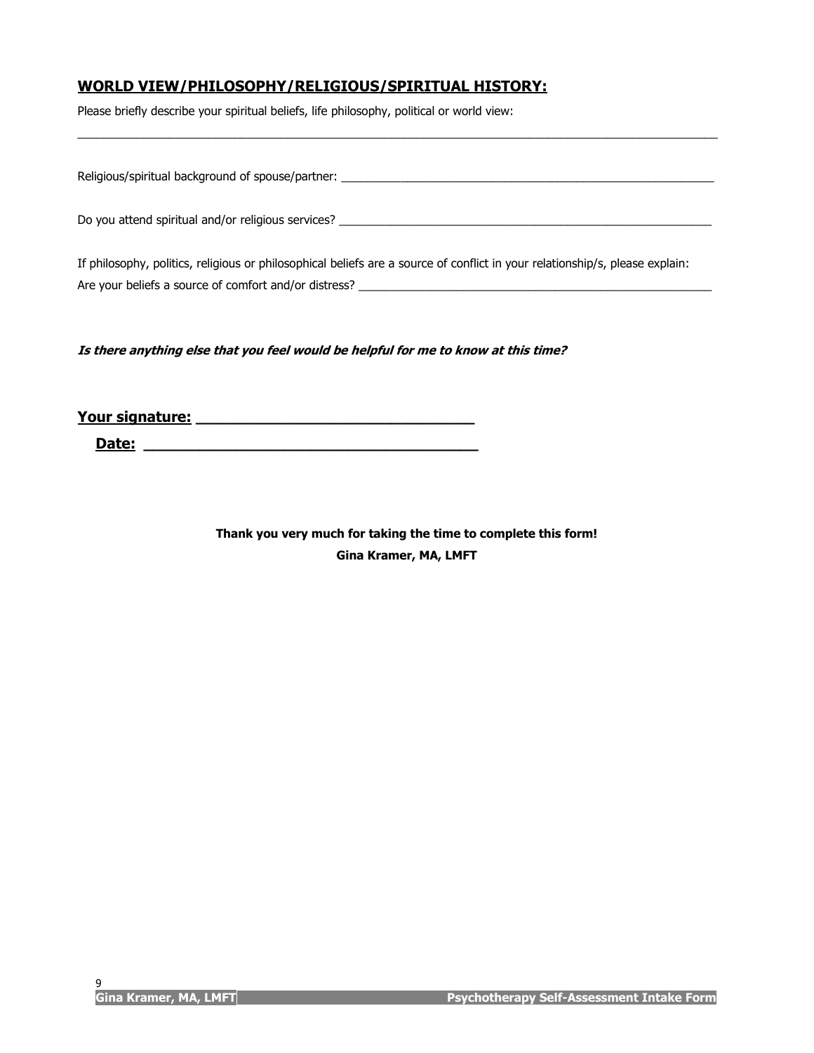## WORLD VIEW/PHILOSOPHY/RELIGIOUS/SPIRITUAL HISTORY:

Please briefly describe your spiritual beliefs, life philosophy, political or world view:

_______________________________________________________________________________________________

Religious/spiritual background of spouse/partner: ___________________________________________________________

Do you attend spiritual and/or religious services? ___________________________________________________________

If philosophy, politics, religious or philosophical beliefs are a source of conflict in your relationship/s, please explain:

Are your beliefs a source of comfort and/or distress? ________________________________________________________

***Is there anything else that you feel would be helpful for me to know at this time?***

**Your signature: _______________________________**

**Date: ____________________________________**

**Thank you very much for taking the time to complete this form!**

**Gina Kramer, MA, LMFT**